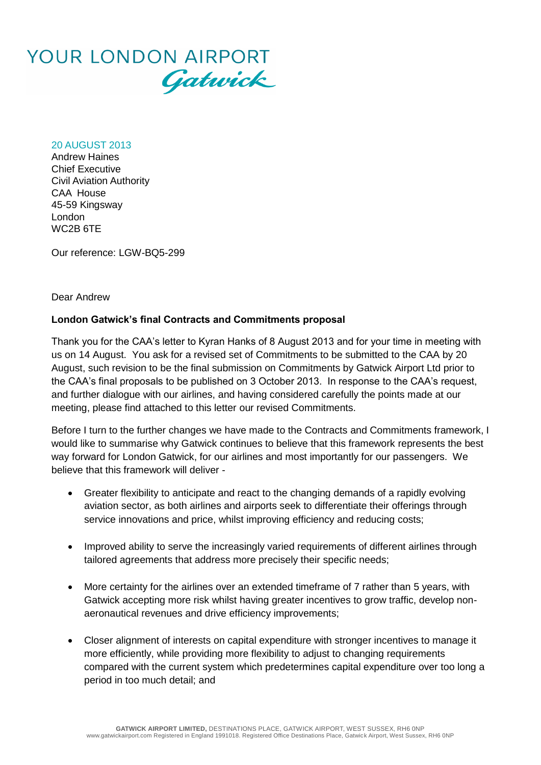YOUR LONDON AIRPORT
Gatwick

20 AUGUST 2013
Andrew Haines
Chief Executive
Civil Aviation Authority
CAA House
45-59 Kingsway
London
WC2B 6TE

Our reference: LGW-BQ5-299

Dear Andrew

**London Gatwick's final Contracts and Commitments proposal**

Thank you for the CAA's letter to Kyran Hanks of 8 August 2013 and for your time in meeting with us on 14 August. You ask for a revised set of Commitments to be submitted to the CAA by 20 August, such revision to be the final submission on Commitments by Gatwick Airport Ltd prior to the CAA's final proposals to be published on 3 October 2013. In response to the CAA's request, and further dialogue with our airlines, and having considered carefully the points made at our meeting, please find attached to this letter our revised Commitments.

Before I turn to the further changes we have made to the Contracts and Commitments framework, I would like to summarise why Gatwick continues to believe that this framework represents the best way forward for London Gatwick, for our airlines and most importantly for our passengers. We believe that this framework will deliver -

- Greater flexibility to anticipate and react to the changing demands of a rapidly evolving aviation sector, as both airlines and airports seek to differentiate their offerings through service innovations and price, whilst improving efficiency and reducing costs;
- Improved ability to serve the increasingly varied requirements of different airlines through tailored agreements that address more precisely their specific needs;
- More certainty for the airlines over an extended timeframe of 7 rather than 5 years, with Gatwick accepting more risk whilst having greater incentives to grow traffic, develop non-aeronautical revenues and drive efficiency improvements;
- Closer alignment of interests on capital expenditure with stronger incentives to manage it more efficiently, while providing more flexibility to adjust to changing requirements compared with the current system which predetermines capital expenditure over too long a period in too much detail; and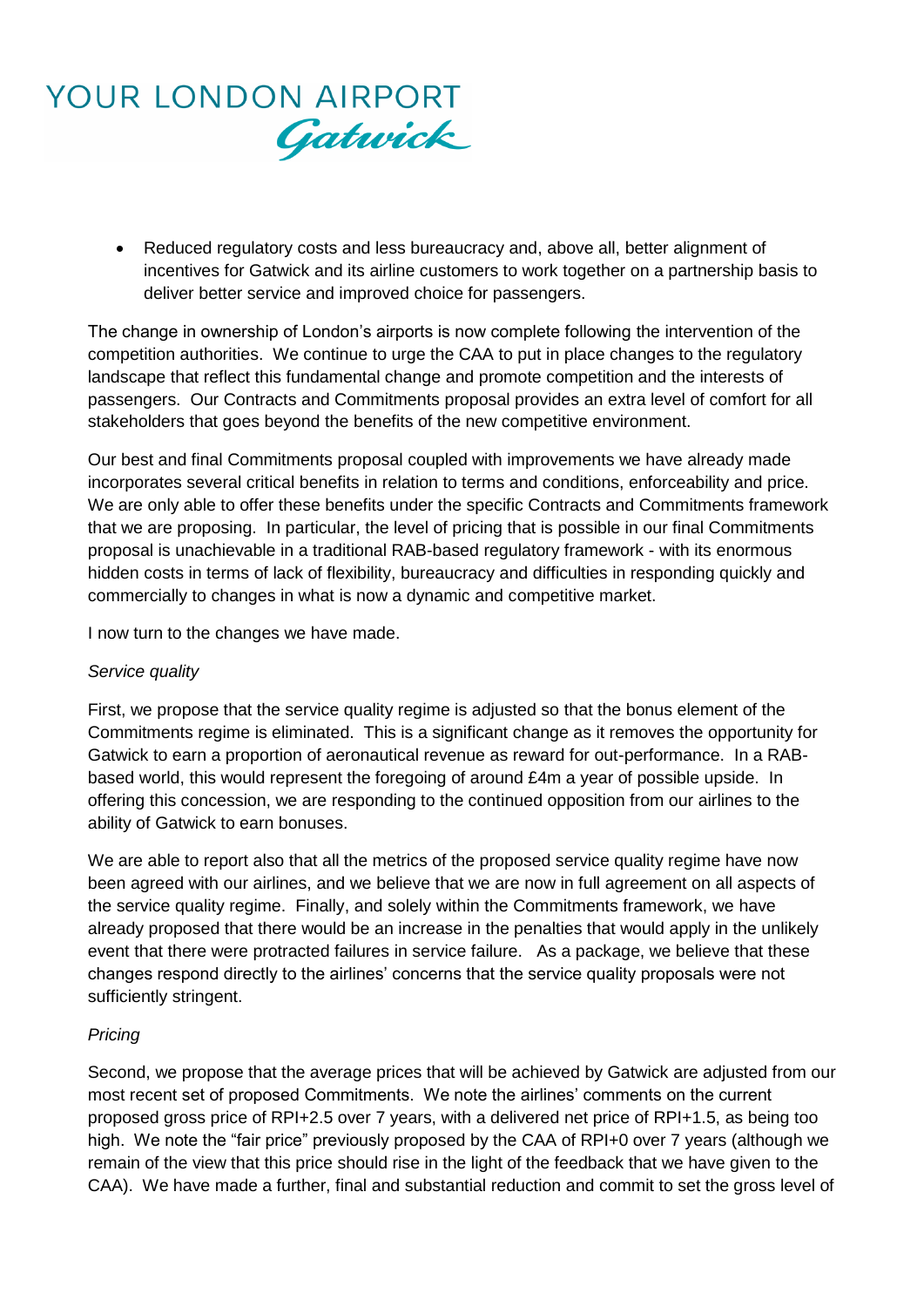- Reduced regulatory costs and less bureaucracy and, above all, better alignment of incentives for Gatwick and its airline customers to work together on a partnership basis to deliver better service and improved choice for passengers.

The change in ownership of London's airports is now complete following the intervention of the competition authorities. We continue to urge the CAA to put in place changes to the regulatory landscape that reflect this fundamental change and promote competition and the interests of passengers. Our Contracts and Commitments proposal provides an extra level of comfort for all stakeholders that goes beyond the benefits of the new competitive environment.

Our best and final Commitments proposal coupled with improvements we have already made incorporates several critical benefits in relation to terms and conditions, enforceability and price. We are only able to offer these benefits under the specific Contracts and Commitments framework that we are proposing. In particular, the level of pricing that is possible in our final Commitments proposal is unachievable in a traditional RAB-based regulatory framework - with its enormous hidden costs in terms of lack of flexibility, bureaucracy and difficulties in responding quickly and commercially to changes in what is now a dynamic and competitive market.

I now turn to the changes we have made.

*Service quality*

First, we propose that the service quality regime is adjusted so that the bonus element of the Commitments regime is eliminated. This is a significant change as it removes the opportunity for Gatwick to earn a proportion of aeronautical revenue as reward for out-performance. In a RAB-based world, this would represent the foregoing of around £4m a year of possible upside. In offering this concession, we are responding to the continued opposition from our airlines to the ability of Gatwick to earn bonuses.

We are able to report also that all the metrics of the proposed service quality regime have now been agreed with our airlines, and we believe that we are now in full agreement on all aspects of the service quality regime. Finally, and solely within the Commitments framework, we have already proposed that there would be an increase in the penalties that would apply in the unlikely event that there were protracted failures in service failure. As a package, we believe that these changes respond directly to the airlines' concerns that the service quality proposals were not sufficiently stringent.

*Pricing*

Second, we propose that the average prices that will be achieved by Gatwick are adjusted from our most recent set of proposed Commitments. We note the airlines' comments on the current proposed gross price of RPI+2.5 over 7 years, with a delivered net price of RPI+1.5, as being too high. We note the "fair price" previously proposed by the CAA of RPI+0 over 7 years (although we remain of the view that this price should rise in the light of the feedback that we have given to the CAA). We have made a further, final and substantial reduction and commit to set the gross level of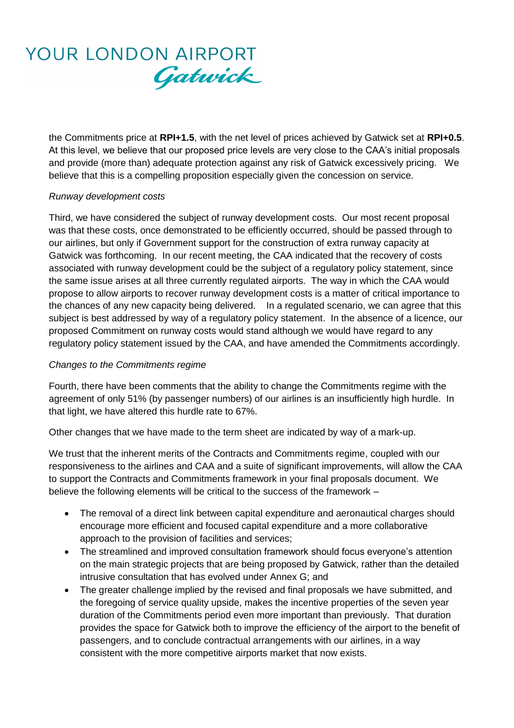the Commitments price at **RPI+1.5**, with the net level of prices achieved by Gatwick set at **RPI+0.5**. At this level, we believe that our proposed price levels are very close to the CAA's initial proposals and provide (more than) adequate protection against any risk of Gatwick excessively pricing. We believe that this is a compelling proposition especially given the concession on service.

*Runway development costs*

Third, we have considered the subject of runway development costs. Our most recent proposal was that these costs, once demonstrated to be efficiently occurred, should be passed through to our airlines, but only if Government support for the construction of extra runway capacity at Gatwick was forthcoming. In our recent meeting, the CAA indicated that the recovery of costs associated with runway development could be the subject of a regulatory policy statement, since the same issue arises at all three currently regulated airports. The way in which the CAA would propose to allow airports to recover runway development costs is a matter of critical importance to the chances of any new capacity being delivered. In a regulated scenario, we can agree that this subject is best addressed by way of a regulatory policy statement. In the absence of a licence, our proposed Commitment on runway costs would stand although we would have regard to any regulatory policy statement issued by the CAA, and have amended the Commitments accordingly.

*Changes to the Commitments regime*

Fourth, there have been comments that the ability to change the Commitments regime with the agreement of only 51% (by passenger numbers) of our airlines is an insufficiently high hurdle. In that light, we have altered this hurdle rate to 67%.

Other changes that we have made to the term sheet are indicated by way of a mark-up.

We trust that the inherent merits of the Contracts and Commitments regime, coupled with our responsiveness to the airlines and CAA and a suite of significant improvements, will allow the CAA to support the Contracts and Commitments framework in your final proposals document. We believe the following elements will be critical to the success of the framework –

- The removal of a direct link between capital expenditure and aeronautical charges should encourage more efficient and focused capital expenditure and a more collaborative approach to the provision of facilities and services;
- The streamlined and improved consultation framework should focus everyone's attention on the main strategic projects that are being proposed by Gatwick, rather than the detailed intrusive consultation that has evolved under Annex G; and
- The greater challenge implied by the revised and final proposals we have submitted, and the foregoing of service quality upside, makes the incentive properties of the seven year duration of the Commitments period even more important than previously. That duration provides the space for Gatwick both to improve the efficiency of the airport to the benefit of passengers, and to conclude contractual arrangements with our airlines, in a way consistent with the more competitive airports market that now exists.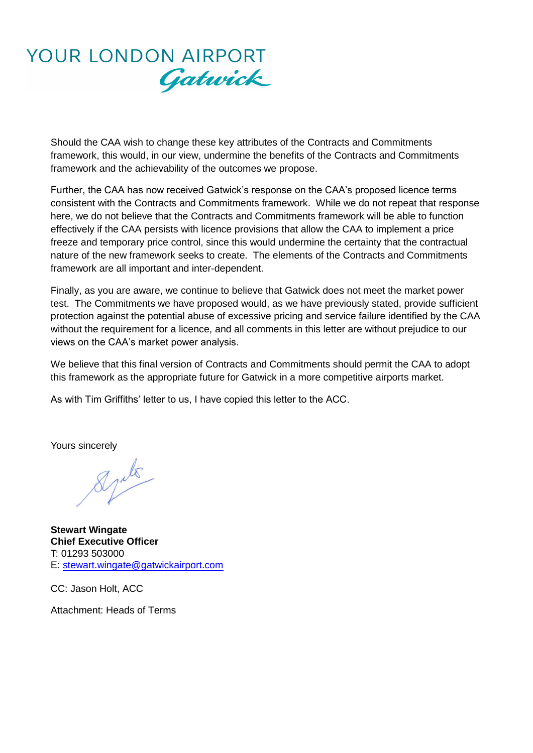Should the CAA wish to change these key attributes of the Contracts and Commitments framework, this would, in our view, undermine the benefits of the Contracts and Commitments framework and the achievability of the outcomes we propose.

Further, the CAA has now received Gatwick's response on the CAA's proposed licence terms consistent with the Contracts and Commitments framework. While we do not repeat that response here, we do not believe that the Contracts and Commitments framework will be able to function effectively if the CAA persists with licence provisions that allow the CAA to implement a price freeze and temporary price control, since this would undermine the certainty that the contractual nature of the new framework seeks to create. The elements of the Contracts and Commitments framework are all important and inter-dependent.

Finally, as you are aware, we continue to believe that Gatwick does not meet the market power test. The Commitments we have proposed would, as we have previously stated, provide sufficient protection against the potential abuse of excessive pricing and service failure identified by the CAA without the requirement for a licence, and all comments in this letter are without prejudice to our views on the CAA's market power analysis.

We believe that this final version of Contracts and Commitments should permit the CAA to adopt this framework as the appropriate future for Gatwick in a more competitive airports market.

As with Tim Griffiths' letter to us, I have copied this letter to the ACC.

Yours sincerely

**Stewart Wingate**
**Chief Executive Officer**
T: 01293 503000
E: stewart.wingate@gatwickairport.com

CC: Jason Holt, ACC

Attachment: Heads of Terms